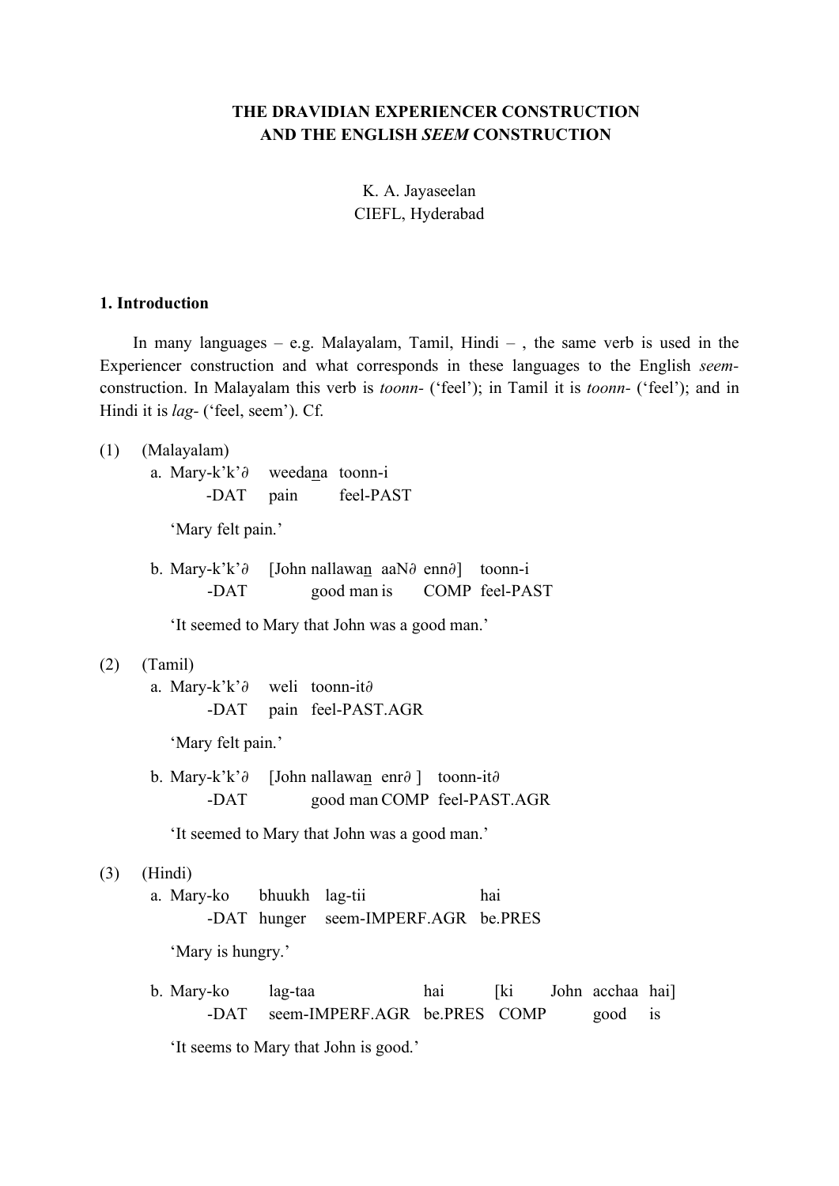**THE DRAVIDIAN EXPERIENCER CONSTRUCTION AND THE ENGLISH *SEEM* CONSTRUCTION**

K. A. Jayaseelan
CIEFL, Hyderabad

## 1. Introduction

In many languages – e.g. Malayalam, Tamil, Hindi – , the same verb is used in the Experiencer construction and what corresponds in these languages to the English *seem*-construction. In Malayalam this verb is *toonn-* ('feel'); in Tamil it is *toonn-* ('feel'); and in Hindi it is *lag-* ('feel, seem'). Cf.

(1) (Malayalam)

a. Mary-k'k'∂ weedana toonn-i
 -DAT pain feel-PAST

'Mary felt pain.'

b. Mary-k'k'∂ [John nallawan aaN∂ enn∂] toonn-i
 -DAT good man is COMP feel-PAST

'It seemed to Mary that John was a good man.'

(2) (Tamil)

a. Mary-k'k'∂ weli toonn-it∂
 -DAT pain feel-PAST.AGR

'Mary felt pain.'

b. Mary-k'k'∂ [John nallawan enr∂ ] toonn-it∂
 -DAT good man COMP feel-PAST.AGR

'It seemed to Mary that John was a good man.'

(3) (Hindi)

a. Mary-ko bhuukh lag-tii hai
 -DAT hunger seem-IMPERF.AGR be.PRES

'Mary is hungry.'

b. Mary-ko lag-taa hai [ki John acchaa hai]
 -DAT seem-IMPERF.AGR be.PRES COMP good is

'It seems to Mary that John is good.'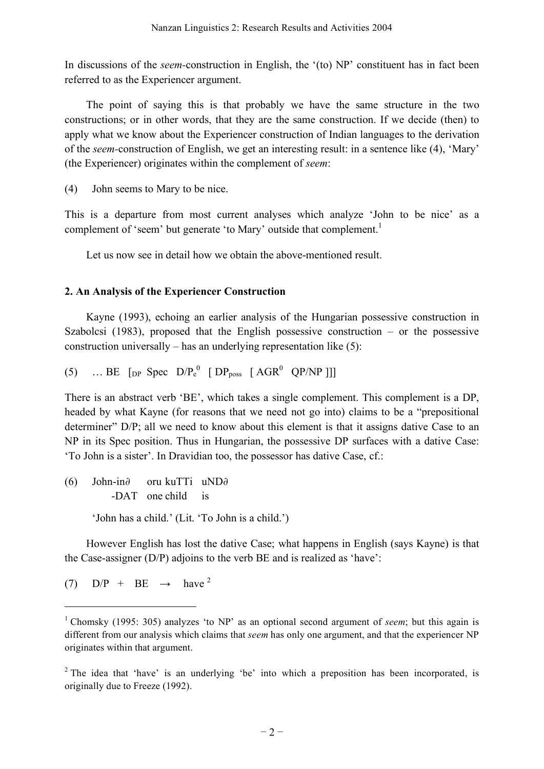In discussions of the *seem*-construction in English, the '(to) NP' constituent has in fact been referred to as the Experiencer argument.

The point of saying this is that probably we have the same structure in the two constructions; or in other words, that they are the same construction. If we decide (then) to apply what we know about the Experiencer construction of Indian languages to the derivation of the *seem*-construction of English, we get an interesting result: in a sentence like (4), 'Mary' (the Experiencer) originates within the complement of *seem*:

(4) John seems to Mary to be nice.

This is a departure from most current analyses which analyze 'John to be nice' as a complement of 'seem' but generate 'to Mary' outside that complement.[1]

Let us now see in detail how we obtain the above-mentioned result.

## 2. An Analysis of the Experiencer Construction

Kayne (1993), echoing an earlier analysis of the Hungarian possessive construction in Szabolcsi (1983), proposed that the English possessive construction – or the possessive construction universally – has an underlying representation like (5):

(5) … BE [$_{DP}$ Spec D/P$_e^0$ [ DP$_{poss}$ [ AGR$^0$ QP/NP ]]]

There is an abstract verb 'BE', which takes a single complement. This complement is a DP, headed by what Kayne (for reasons that we need not go into) claims to be a "prepositional determiner" D/P; all we need to know about this element is that it assigns dative Case to an NP in its Spec position. Thus in Hungarian, the possessive DP surfaces with a dative Case: 'To John is a sister'. In Dravidian too, the possessor has dative Case, cf.:

(6) John-in∂ oru kuTTi uND∂
-DAT one child is

'John has a child.' (Lit. 'To John is a child.')

However English has lost the dative Case; what happens in English (says Kayne) is that the Case-assigner (D/P) adjoins to the verb BE and is realized as 'have':

(7) D/P + BE → have[2]

---

[1] Chomsky (1995: 305) analyzes 'to NP' as an optional second argument of *seem*; but this again is different from our analysis which claims that *seem* has only one argument, and that the experiencer NP originates within that argument.

[2] The idea that 'have' is an underlying 'be' into which a preposition has been incorporated, is originally due to Freeze (1992).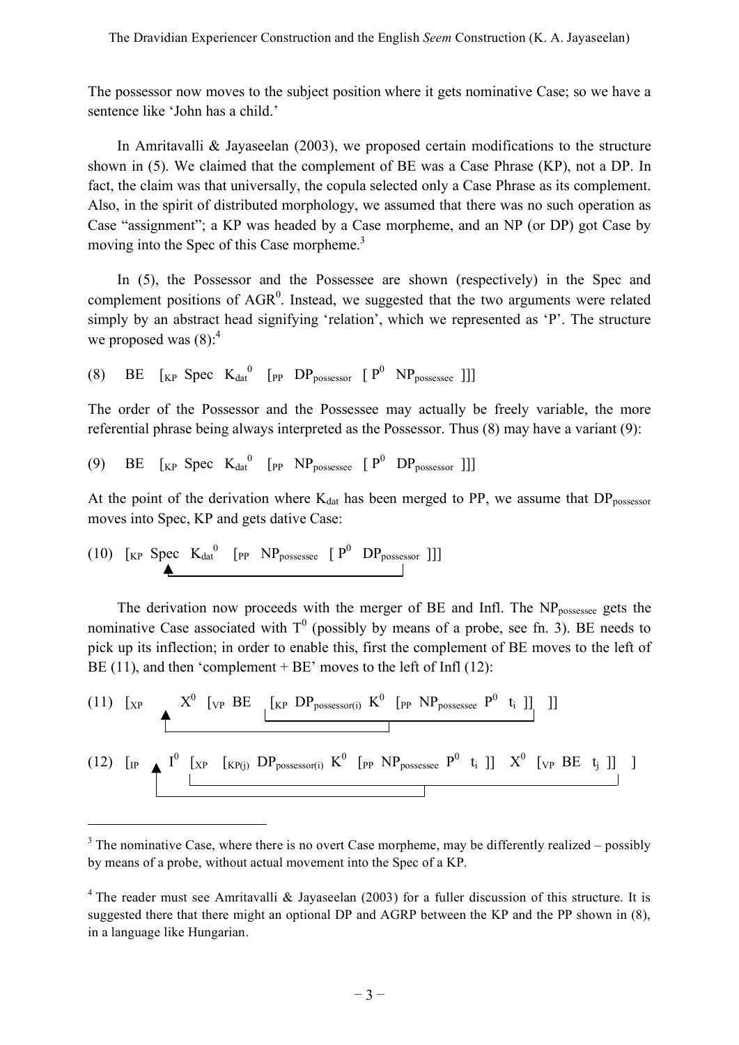The possessor now moves to the subject position where it gets nominative Case; so we have a sentence like 'John has a child.'

In Amritavalli & Jayaseelan (2003), we proposed certain modifications to the structure shown in (5). We claimed that the complement of BE was a Case Phrase (KP), not a DP. In fact, the claim was that universally, the copula selected only a Case Phrase as its complement. Also, in the spirit of distributed morphology, we assumed that there was no such operation as Case "assignment"; a KP was headed by a Case morpheme, and an NP (or DP) got Case by moving into the Spec of this Case morpheme.[3]

In (5), the Possessor and the Possessee are shown (respectively) in the Spec and complement positions of $AGR^0$. Instead, we suggested that the two arguments were related simply by an abstract head signifying 'relation', which we represented as 'P'. The structure we proposed was (8):[4]

(8) BE $[_{KP}$ Spec $K_{dat}^0$ $[_{PP}$ $DP_{possessor}$ $[$ $P^0$ $NP_{possessee}$ $]]]$

The order of the Possessor and the Possessee may actually be freely variable, the more referential phrase being always interpreted as the Possessor. Thus (8) may have a variant (9):

(9) BE $[_{KP}$ Spec $K_{dat}^0$ $[_{PP}$ $NP_{possessee}$ $[$ $P^0$ $DP_{possessor}$ $]]]$

At the point of the derivation where $K_{dat}$ has been merged to PP, we assume that $DP_{possessor}$ moves into Spec, KP and gets dative Case:

(10) $[_{KP}$ Spec $K_{dat}^0$ $[_{PP}$ $NP_{possessee}$ $[$ $P^0$ $DP_{possessor}$ $]]]$

The derivation now proceeds with the merger of BE and Infl. The $NP_{possessee}$ gets the nominative Case associated with $T^0$ (possibly by means of a probe, see fn. 3). BE needs to pick up its inflection; in order to enable this, first the complement of BE moves to the left of BE (11), and then 'complement + BE' moves to the left of Infl (12):

(11) $[_{XP}$ $X^0$ $[_{VP}$ BE $[_{KP}$ $DP_{possessor(i)}$ $K^0$ $[_{PP}$ $NP_{possessee}$ $P^0$ $t_i$ $]]$ $]]$

(12) $[_{IP}$ $I^0$ $[_{XP}$ $[_{KP(j)}$ $DP_{possessor(i)}$ $K^0$ $[_{PP}$ $NP_{possessee}$ $P^0$ $t_i$ $]]$ $X^0$ $[_{VP}$ BE $t_j$ $]]$ $]$

---

[3] The nominative Case, where there is no overt Case morpheme, may be differently realized – possibly by means of a probe, without actual movement into the Spec of a KP.

[4] The reader must see Amritavalli & Jayaseelan (2003) for a fuller discussion of this structure. It is suggested there that there might an optional DP and AGRP between the KP and the PP shown in (8), in a language like Hungarian.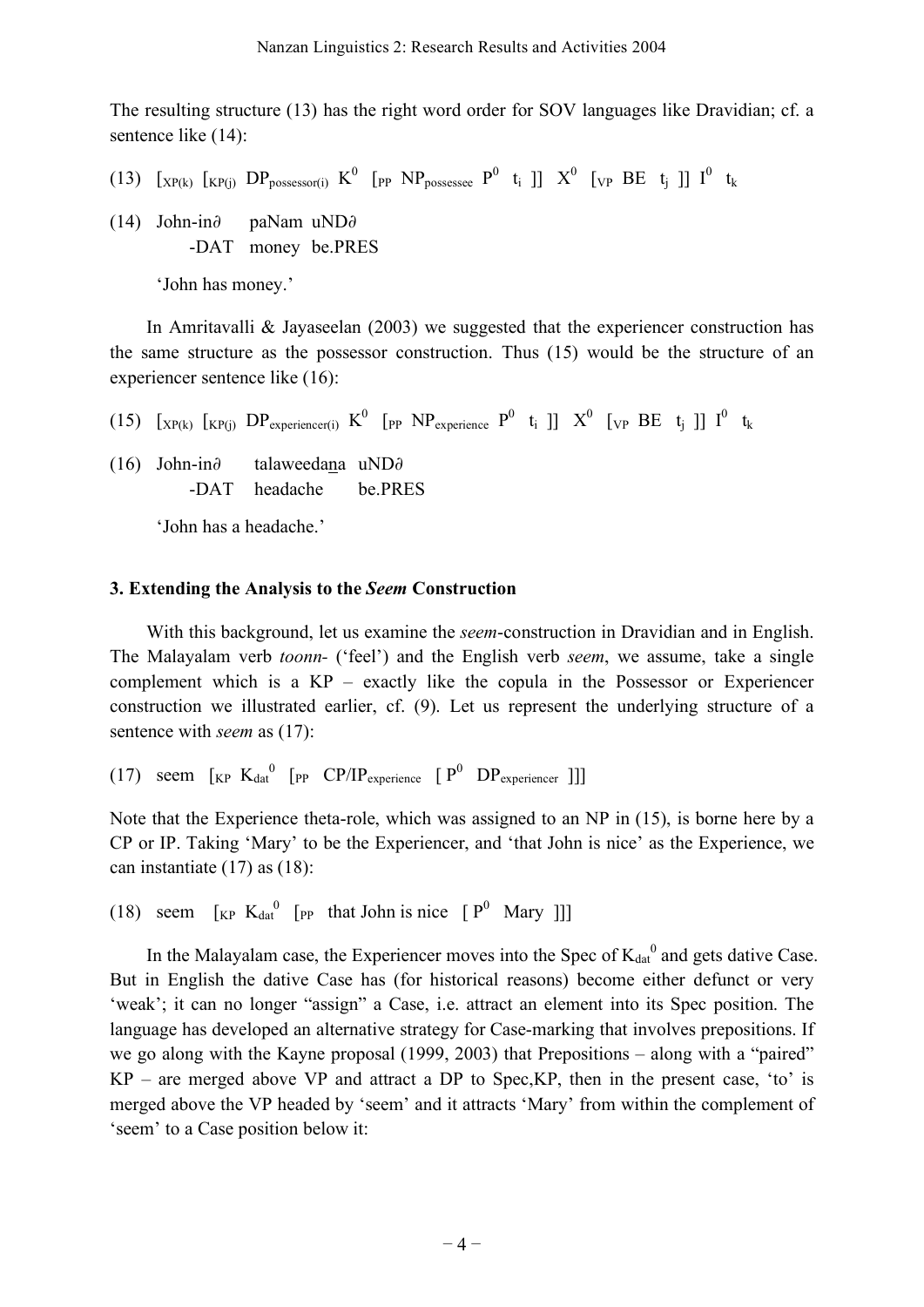The resulting structure (13) has the right word order for SOV languages like Dravidian; cf. a sentence like (14):

(13) $[_{XP(k)}$ $[_{KP(j)}$ $DP_{possessor(i)}$ $K^0$ $[_{PP}$ $NP_{possessee}$ $P^0$ $t_i$ ]] $X^0$ $[_{VP}$ BE $t_j$ ]] $I^0$ $t_k$

(14) John-in∂ paNam uND∂
-DAT money be.PRES

'John has money.'

In Amritavalli & Jayaseelan (2003) we suggested that the experiencer construction has the same structure as the possessor construction. Thus (15) would be the structure of an experiencer sentence like (16):

(15) $[_{XP(k)}$ $[_{KP(j)}$ $DP_{experiencer(i)}$ $K^0$ $[_{PP}$ $NP_{experience}$ $P^0$ $t_i$ ]] $X^0$ $[_{VP}$ BE $t_j$ ]] $I^0$ $t_k$

(16) John-in∂ talaweedana uND∂
-DAT headache be.PRES

'John has a headache.'

### 3. Extending the Analysis to the *Seem* Construction

With this background, let us examine the *seem*-construction in Dravidian and in English. The Malayalam verb *toonn-* ('feel') and the English verb *seem*, we assume, take a single complement which is a KP – exactly like the copula in the Possessor or Experiencer construction we illustrated earlier, cf. (9). Let us represent the underlying structure of a sentence with *seem* as (17):

(17) seem $[_{KP}$ $K_{dat}^0$ $[_{PP}$ $CP/IP_{experience}$ [ $P^0$ $DP_{experiencer}$ ]]]

Note that the Experience theta-role, which was assigned to an NP in (15), is borne here by a CP or IP. Taking 'Mary' to be the Experiencer, and 'that John is nice' as the Experience, we can instantiate (17) as (18):

(18) seem $[_{KP}$ $K_{dat}^0$ $[_{PP}$ that John is nice [ $P^0$ Mary ]]]

In the Malayalam case, the Experiencer moves into the Spec of $K_{dat}^0$ and gets dative Case. But in English the dative Case has (for historical reasons) become either defunct or very 'weak'; it can no longer "assign" a Case, i.e. attract an element into its Spec position. The language has developed an alternative strategy for Case-marking that involves prepositions. If we go along with the Kayne proposal (1999, 2003) that Prepositions – along with a "paired" KP – are merged above VP and attract a DP to Spec,KP, then in the present case, 'to' is merged above the VP headed by 'seem' and it attracts 'Mary' from within the complement of 'seem' to a Case position below it: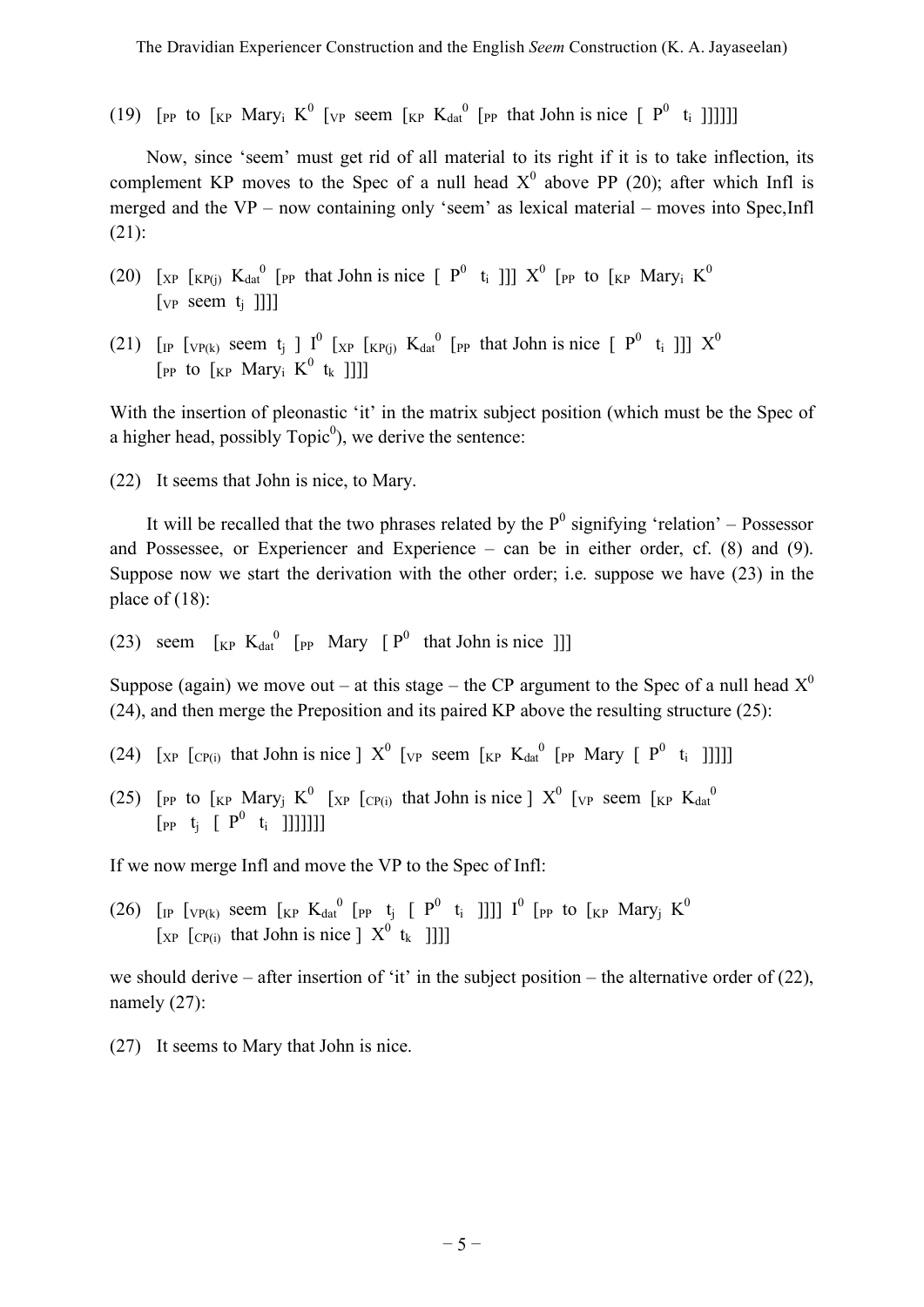(19) $[_{PP}$ to $[_{KP}$ Mary$_i$ $K^0$ $[_{VP}$ seem $[_{KP}$ $K_{dat}^0$ $[_{PP}$ that John is nice $[$ $P^0$ $t_i$ $]]]]]]$

Now, since 'seem' must get rid of all material to its right if it is to take inflection, its complement KP moves to the Spec of a null head $X^0$ above PP (20); after which Infl is merged and the VP – now containing only 'seem' as lexical material – moves into Spec,Infl (21):

(20) $[_{XP}$ $[_{KP(j)}$ $K_{dat}^0$ $[_{PP}$ that John is nice $[$ $P^0$ $t_i$ $]]]$ $X^0$ $[_{PP}$ to $[_{KP}$ Mary$_i$ $K^0$ $[_{VP}$ seem $t_j$ $]]]]$

(21) $[_{IP}$ $[_{VP(k)}$ seem $t_j$ $]$ $I^0$ $[_{XP}$ $[_{KP(j)}$ $K_{dat}^0$ $[_{PP}$ that John is nice $[$ $P^0$ $t_i$ $]]]$ $X^0$ $[_{PP}$ to $[_{KP}$ Mary$_i$ $K^0$ $t_k$ $]]]]$

With the insertion of pleonastic 'it' in the matrix subject position (which must be the Spec of a higher head, possibly Topic$^0$), we derive the sentence:

(22) It seems that John is nice, to Mary.

It will be recalled that the two phrases related by the $P^0$ signifying 'relation' – Possessor and Possessee, or Experiencer and Experience – can be in either order, cf. (8) and (9). Suppose now we start the derivation with the other order; i.e. suppose we have (23) in the place of (18):

(23) seem $[_{KP}$ $K_{dat}^0$ $[_{PP}$ Mary $[$ $P^0$ that John is nice $]]]$

Suppose (again) we move out – at this stage – the CP argument to the Spec of a null head $X^0$ (24), and then merge the Preposition and its paired KP above the resulting structure (25):

(24) $[_{XP}$ $[_{CP(i)}$ that John is nice $]$ $X^0$ $[_{VP}$ seem $[_{KP}$ $K_{dat}^0$ $[_{PP}$ Mary $[$ $P^0$ $t_i$ $]]]]]$

(25) $[_{PP}$ to $[_{KP}$ Mary$_j$ $K^0$ $[_{XP}$ $[_{CP(i)}$ that John is nice $]$ $X^0$ $[_{VP}$ seem $[_{KP}$ $K_{dat}^0$ $[_{PP}$ $t_j$ $[$ $P^0$ $t_i$ $]]]]]]]$

If we now merge Infl and move the VP to the Spec of Infl:

(26) $[_{IP}$ $[_{VP(k)}$ seem $[_{KP}$ $K_{dat}^0$ $[_{PP}$ $t_j$ $[$ $P^0$ $t_i$ $]]]]$ $I^0$ $[_{PP}$ to $[_{KP}$ Mary$_j$ $K^0$ $[_{XP}$ $[_{CP(i)}$ that John is nice $]$ $X^0$ $t_k$ $]]]]$

we should derive – after insertion of 'it' in the subject position – the alternative order of (22), namely (27):

(27) It seems to Mary that John is nice.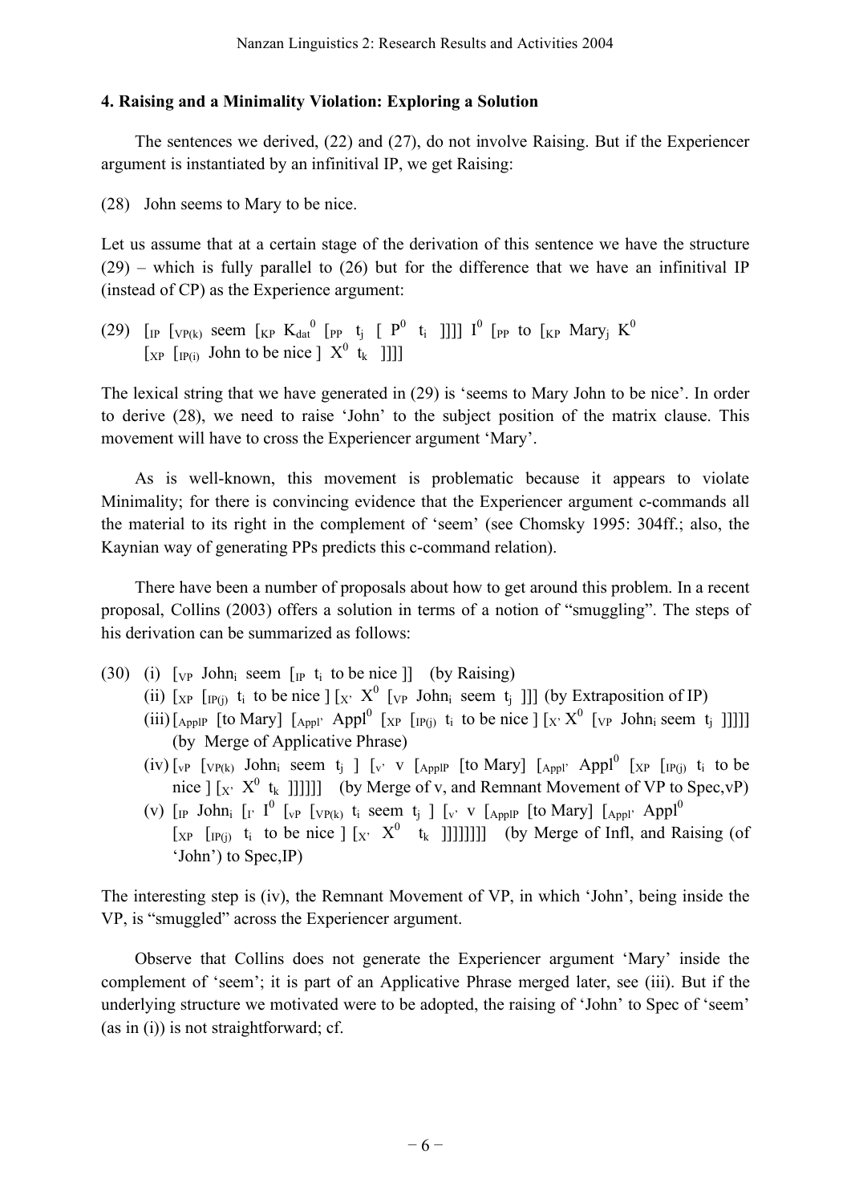### 4. Raising and a Minimality Violation: Exploring a Solution

The sentences we derived, (22) and (27), do not involve Raising. But if the Experiencer argument is instantiated by an infinitival IP, we get Raising:

(28) John seems to Mary to be nice.

Let us assume that at a certain stage of the derivation of this sentence we have the structure (29) – which is fully parallel to (26) but for the difference that we have an infinitival IP (instead of CP) as the Experience argument:

(29) $[_{IP}$ $[_{VP(k)}$ seem $[_{KP}$ $K_{dat}^{0}$ $[_{PP}$ $t_j$ $[$ $P^0$ $t_i$ $]]]]$ $I^0$ $[_{PP}$ to $[_{KP}$ $\text{Mary}_j$ $K^0$
$[_{XP}$ $[_{IP(i)}$ John to be nice $]$ $X^0$ $t_k$ $]]]]$

The lexical string that we have generated in (29) is 'seems to Mary John to be nice'. In order to derive (28), we need to raise 'John' to the subject position of the matrix clause. This movement will have to cross the Experiencer argument 'Mary'.

As is well-known, this movement is problematic because it appears to violate Minimality; for there is convincing evidence that the Experiencer argument c-commands all the material to its right in the complement of 'seem' (see Chomsky 1995: 304ff.; also, the Kaynian way of generating PPs predicts this c-command relation).

There have been a number of proposals about how to get around this problem. In a recent proposal, Collins (2003) offers a solution in terms of a notion of "smuggling". The steps of his derivation can be summarized as follows:

(30) (i) $[_{VP}$ $\text{John}_i$ seem $[_{IP}$ $t_i$ to be nice $]]$ (by Raising)
(ii) $[_{XP}$ $[_{IP(j)}$ $t_i$ to be nice $]$ $[_{X'}$ $X^0$ $[_{VP}$ $\text{John}_i$ seem $t_j$ $]]]$ (by Extraposition of IP)
(iii) $[_{ApplP}$ [to Mary] $[_{Appl'}$ $\text{Appl}^0$ $[_{XP}$ $[_{IP(j)}$ $t_i$ to be nice $]$ $[_{X'}$ $X^0$ $[_{VP}$ $\text{John}_i$ seem $t_j$ $]]]]]$ (by Merge of Applicative Phrase)
(iv) $[_{vP}$ $[_{VP(k)}$ $\text{John}_i$ seem $t_j$ $]$ $[_{v'}$ v $[_{ApplP}$ [to Mary] $[_{Appl'}$ $\text{Appl}^0$ $[_{XP}$ $[_{IP(j)}$ $t_i$ to be nice $]$ $[_{X'}$ $X^0$ $t_k$ $]]]]]]$ (by Merge of v, and Remnant Movement of VP to Spec,vP)
(v) $[_{IP}$ $\text{John}_i$ $[_{I'}$ $I^0$ $[_{vP}$ $[_{VP(k)}$ $t_i$ seem $t_j$ $]$ $[_{v'}$ v $[_{ApplP}$ [to Mary] $[_{Appl'}$ $\text{Appl}^0$ $[_{XP}$ $[_{IP(j)}$ $t_i$ to be nice $]$ $[_{X'}$ $X^0$ $t_k$ $]]]]]]]]$ (by Merge of Infl, and Raising (of 'John') to Spec,IP)

The interesting step is (iv), the Remnant Movement of VP, in which 'John', being inside the VP, is "smuggled" across the Experiencer argument.

Observe that Collins does not generate the Experiencer argument 'Mary' inside the complement of 'seem'; it is part of an Applicative Phrase merged later, see (iii). But if the underlying structure we motivated were to be adopted, the raising of 'John' to Spec of 'seem' (as in (i)) is not straightforward; cf.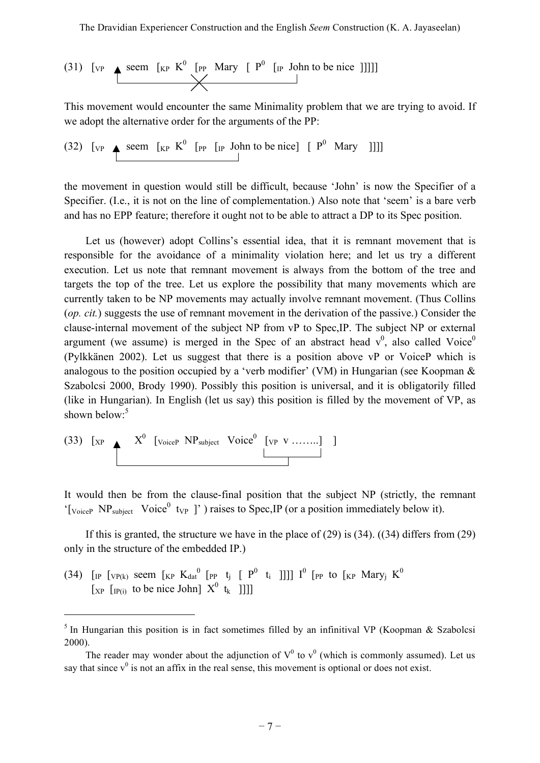(31) $[_{VP}$ seem $[_{KP}$ $K^0$ $[_{PP}$ Mary $[$ $P^0$ $[_{IP}$ John to be nice $]]]]]$

This movement would encounter the same Minimality problem that we are trying to avoid. If we adopt the alternative order for the arguments of the PP:

(32) $[_{VP}$ seem $[_{KP}$ $K^0$ $[_{PP}$ $[_{IP}$ John to be nice$]$ $[$ $P^0$ Mary $]]]]$

the movement in question would still be difficult, because 'John' is now the Specifier of a Specifier. (I.e., it is not on the line of complementation.) Also note that 'seem' is a bare verb and has no EPP feature; therefore it ought not to be able to attract a DP to its Spec position.

Let us (however) adopt Collins's essential idea, that it is remnant movement that is responsible for the avoidance of a minimality violation here; and let us try a different execution. Let us note that remnant movement is always from the bottom of the tree and targets the top of the tree. Let us explore the possibility that many movements which are currently taken to be NP movements may actually involve remnant movement. (Thus Collins (*op. cit.*) suggests the use of remnant movement in the derivation of the passive.) Consider the clause-internal movement of the subject NP from vP to Spec,IP. The subject NP or external argument (we assume) is merged in the Spec of an abstract head $v^0$, also called $Voice^0$ (Pylkkänen 2002). Let us suggest that there is a position above vP or VoiceP which is analogous to the position occupied by a 'verb modifier' (VM) in Hungarian (see Koopman & Szabolcsi 2000, Brody 1990). Possibly this position is universal, and it is obligatorily filled (like in Hungarian). In English (let us say) this position is filled by the movement of VP, as shown below:[5]

(33) $[_{XP}$ $X^0$ $[_{VoiceP}$ $NP_{subject}$ $Voice^0$ $[_{VP}$ V ........$]$ $]$

It would then be from the clause-final position that the subject NP (strictly, the remnant '$[_{VoiceP}$ $NP_{subject}$ $Voice^0$ $t_{VP}$ $]$') raises to Spec,IP (or a position immediately below it).

If this is granted, the structure we have in the place of (29) is (34). ((34) differs from (29) only in the structure of the embedded IP.)

(34) $[_{IP}$ $[_{VP(k)}$ seem $[_{KP}$ $K_{dat}^0$ $[_{PP}$ $t_j$ $[$ $P^0$ $t_i$ $]]]]$ $I^0$ $[_{PP}$ to $[_{KP}$ $Mary_j$ $K^0$
$[_{XP}$ $[_{IP(i)}$ to be nice John$]$ $X^0$ $t_k$ $]]]]$

---

[5] In Hungarian this position is in fact sometimes filled by an infinitival VP (Koopman & Szabolcsi 2000).

The reader may wonder about the adjunction of $V^0$ to $v^0$ (which is commonly assumed). Let us say that since $v^0$ is not an affix in the real sense, this movement is optional or does not exist.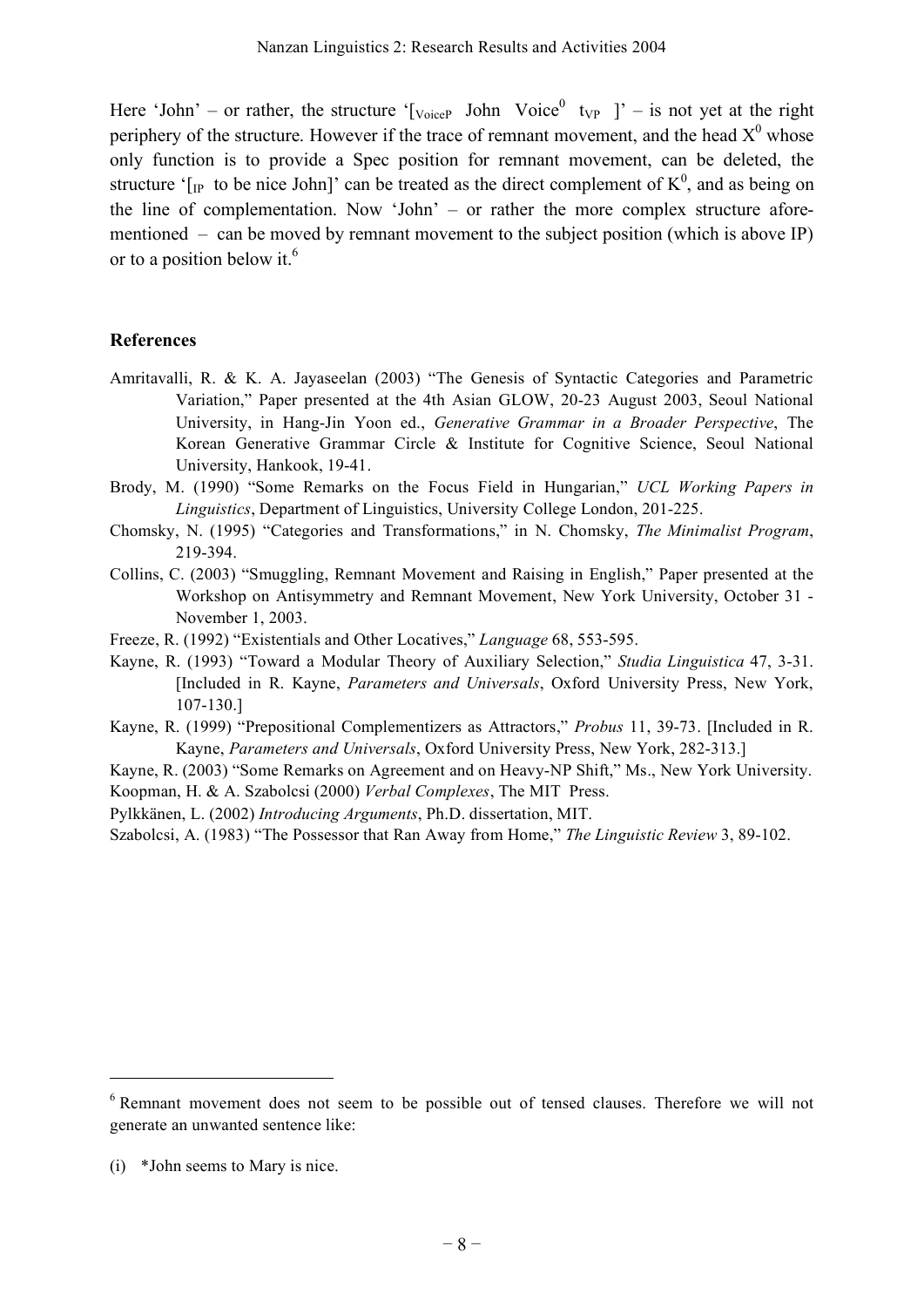Here 'John' – or rather, the structure '[$_{VoiceP}$ John Voice$^0$ t$_{VP}$ ]' – is not yet at the right periphery of the structure. However if the trace of remnant movement, and the head $X^0$ whose only function is to provide a Spec position for remnant movement, can be deleted, the structure '[$_{IP}$ to be nice John]' can be treated as the direct complement of $K^0$, and as being on the line of complementation. Now 'John' – or rather the more complex structure aforementioned – can be moved by remnant movement to the subject position (which is above IP) or to a position below it.[6]

## References

Amritavalli, R. & K. A. Jayaseelan (2003) "The Genesis of Syntactic Categories and Parametric Variation," Paper presented at the 4th Asian GLOW, 20-23 August 2003, Seoul National University, in Hang-Jin Yoon ed., *Generative Grammar in a Broader Perspective*, The Korean Generative Grammar Circle & Institute for Cognitive Science, Seoul National University, Hankook, 19-41.

Brody, M. (1990) "Some Remarks on the Focus Field in Hungarian," *UCL Working Papers in Linguistics*, Department of Linguistics, University College London, 201-225.

Chomsky, N. (1995) "Categories and Transformations," in N. Chomsky, *The Minimalist Program*, 219-394.

Collins, C. (2003) "Smuggling, Remnant Movement and Raising in English," Paper presented at the Workshop on Antisymmetry and Remnant Movement, New York University, October 31 - November 1, 2003.

Freeze, R. (1992) "Existentials and Other Locatives," *Language* 68, 553-595.

Kayne, R. (1993) "Toward a Modular Theory of Auxiliary Selection," *Studia Linguistica* 47, 3-31. [Included in R. Kayne, *Parameters and Universals*, Oxford University Press, New York, 107-130.]

Kayne, R. (1999) "Prepositional Complementizers as Attractors," *Probus* 11, 39-73. [Included in R. Kayne, *Parameters and Universals*, Oxford University Press, New York, 282-313.]

Kayne, R. (2003) "Some Remarks on Agreement and on Heavy-NP Shift," Ms., New York University.

Koopman, H. & A. Szabolcsi (2000) *Verbal Complexes*, The MIT Press.

Pylkkänen, L. (2002) *Introducing Arguments*, Ph.D. dissertation, MIT.

Szabolcsi, A. (1983) "The Possessor that Ran Away from Home," *The Linguistic Review* 3, 89-102.

---

[6] Remnant movement does not seem to be possible out of tensed clauses. Therefore we will not generate an unwanted sentence like:

(i) *John seems to Mary is nice.